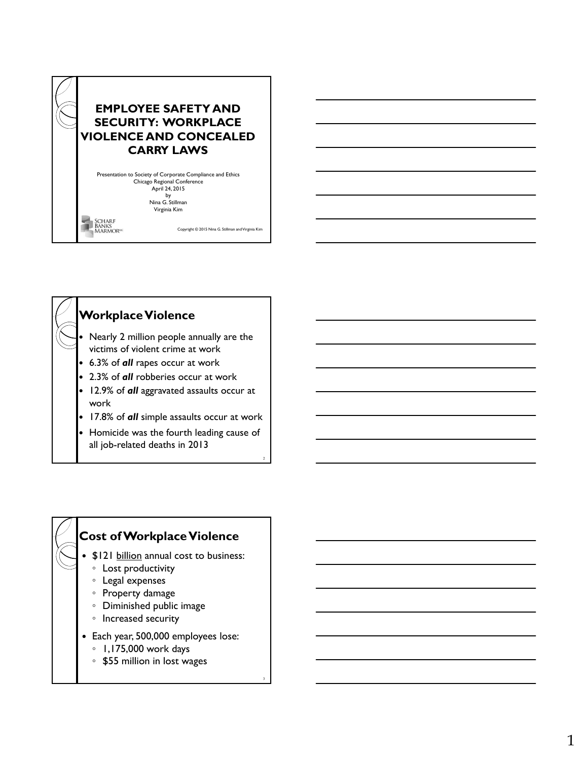# EMPLOYEE SAFETY AND SECURITY: WORKPLACE VIOLENCE AND CONCEALED CARRY LAWS

Presentation to Society of Corporate Compliance and Ethics
Chicago Regional Conference
April 24, 2015
by
Nina G. Stillman
Virginia Kim

Scharf Banks Marmor LLC

Copyright © 2015 Nina G. Stillman and Virginia Kim

## Workplace Violence

- Nearly 2 million people annually are the victims of violent crime at work
- 6.3% of ***all*** rapes occur at work
- 2.3% of ***all*** robberies occur at work
- 12.9% of ***all*** aggravated assaults occur at work
- 17.8% of ***all*** simple assaults occur at work
- Homicide was the fourth leading cause of all job-related deaths in 2013

## Cost of Workplace Violence

- $121 <u>billion</u> annual cost to business:
  - Lost productivity
  - Legal expenses
  - Property damage
  - Diminished public image
  - Increased security
- Each year, 500,000 employees lose:
  - 1,175,000 work days
  - $55 million in lost wages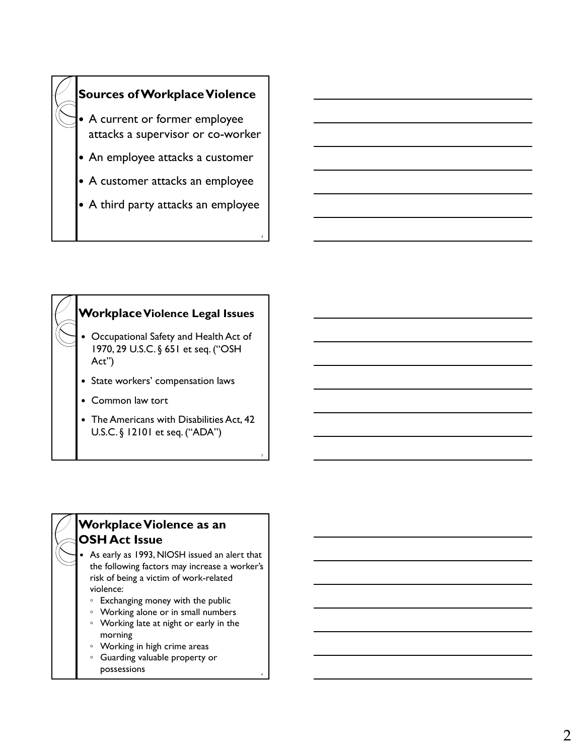## Sources of Workplace Violence

- A current or former employee attacks a supervisor or co-worker
- An employee attacks a customer
- A customer attacks an employee
- A third party attacks an employee

## Workplace Violence Legal Issues

- Occupational Safety and Health Act of 1970, 29 U.S.C. § 651 et seq. ("OSH Act")
- State workers' compensation laws
- Common law tort
- The Americans with Disabilities Act, 42 U.S.C. § 12101 et seq. ("ADA")

## Workplace Violence as an OSH Act Issue

- As early as 1993, NIOSH issued an alert that the following factors may increase a worker's risk of being a victim of work-related violence:
  - Exchanging money with the public
  - Working alone or in small numbers
  - Working late at night or early in the morning
  - Working in high crime areas
  - Guarding valuable property or possessions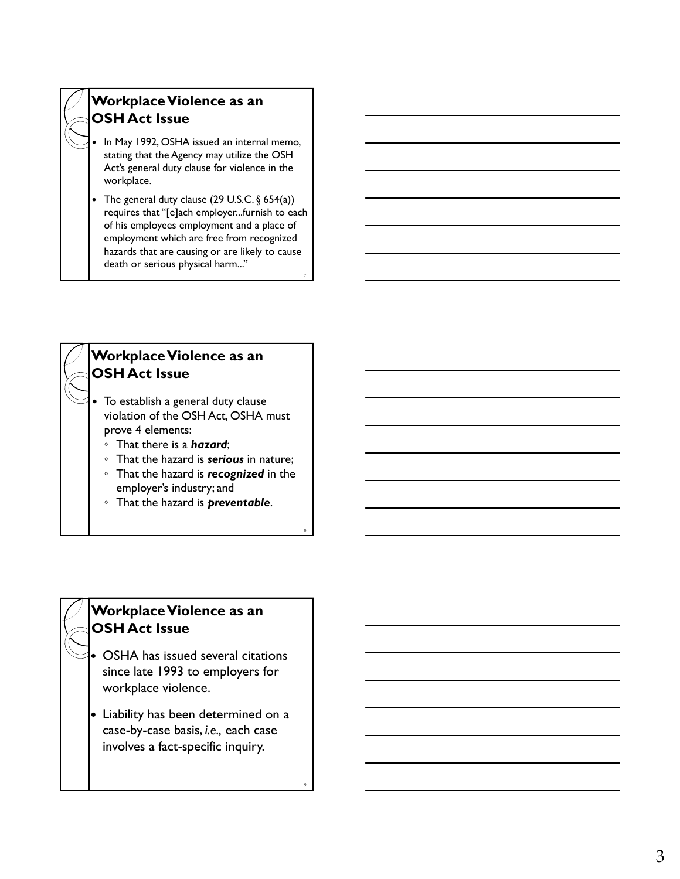## Workplace Violence as an OSH Act Issue

- In May 1992, OSHA issued an internal memo, stating that the Agency may utilize the OSH Act's general duty clause for violence in the workplace.
- The general duty clause (29 U.S.C. § 654(a)) requires that "[e]ach employer...furnish to each of his employees employment and a place of employment which are free from recognized hazards that are causing or are likely to cause death or serious physical harm..."

## Workplace Violence as an OSH Act Issue

- To establish a general duty clause violation of the OSH Act, OSHA must prove 4 elements:
  - That there is a ***hazard***;
  - That the hazard is ***serious*** in nature;
  - That the hazard is ***recognized*** in the employer's industry; and
  - That the hazard is ***preventable***.

## Workplace Violence as an OSH Act Issue

- OSHA has issued several citations since late 1993 to employers for workplace violence.
- Liability has been determined on a case-by-case basis, *i.e.,* each case involves a fact-specific inquiry.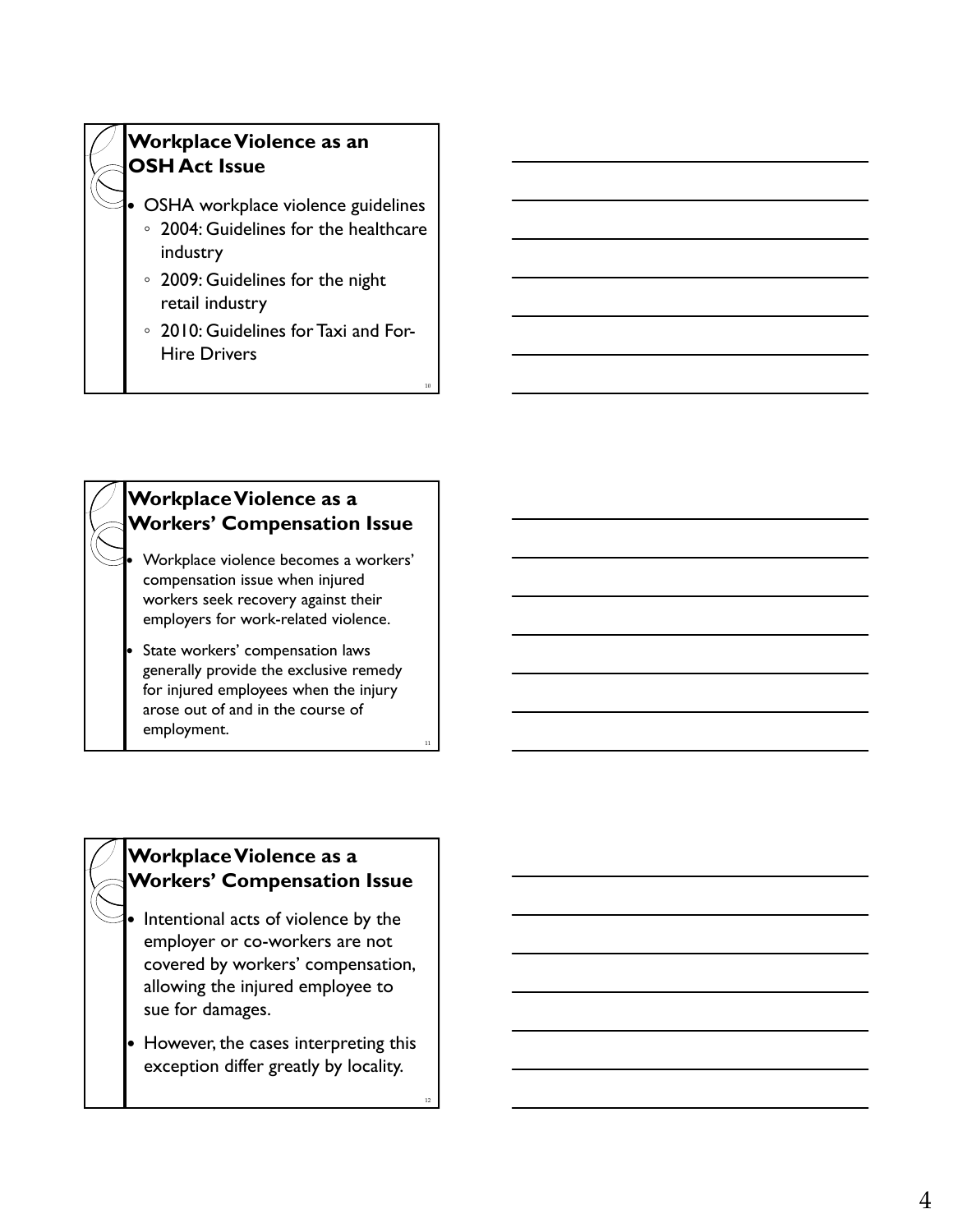## Workplace Violence as an OSH Act Issue

- OSHA workplace violence guidelines
  - 2004: Guidelines for the healthcare industry
  - 2009: Guidelines for the night retail industry
  - 2010: Guidelines for Taxi and For-Hire Drivers

## Workplace Violence as a Workers' Compensation Issue

- Workplace violence becomes a workers' compensation issue when injured workers seek recovery against their employers for work-related violence.
- State workers' compensation laws generally provide the exclusive remedy for injured employees when the injury arose out of and in the course of employment.

## Workplace Violence as a Workers' Compensation Issue

- Intentional acts of violence by the employer or co-workers are not covered by workers' compensation, allowing the injured employee to sue for damages.
- However, the cases interpreting this exception differ greatly by locality.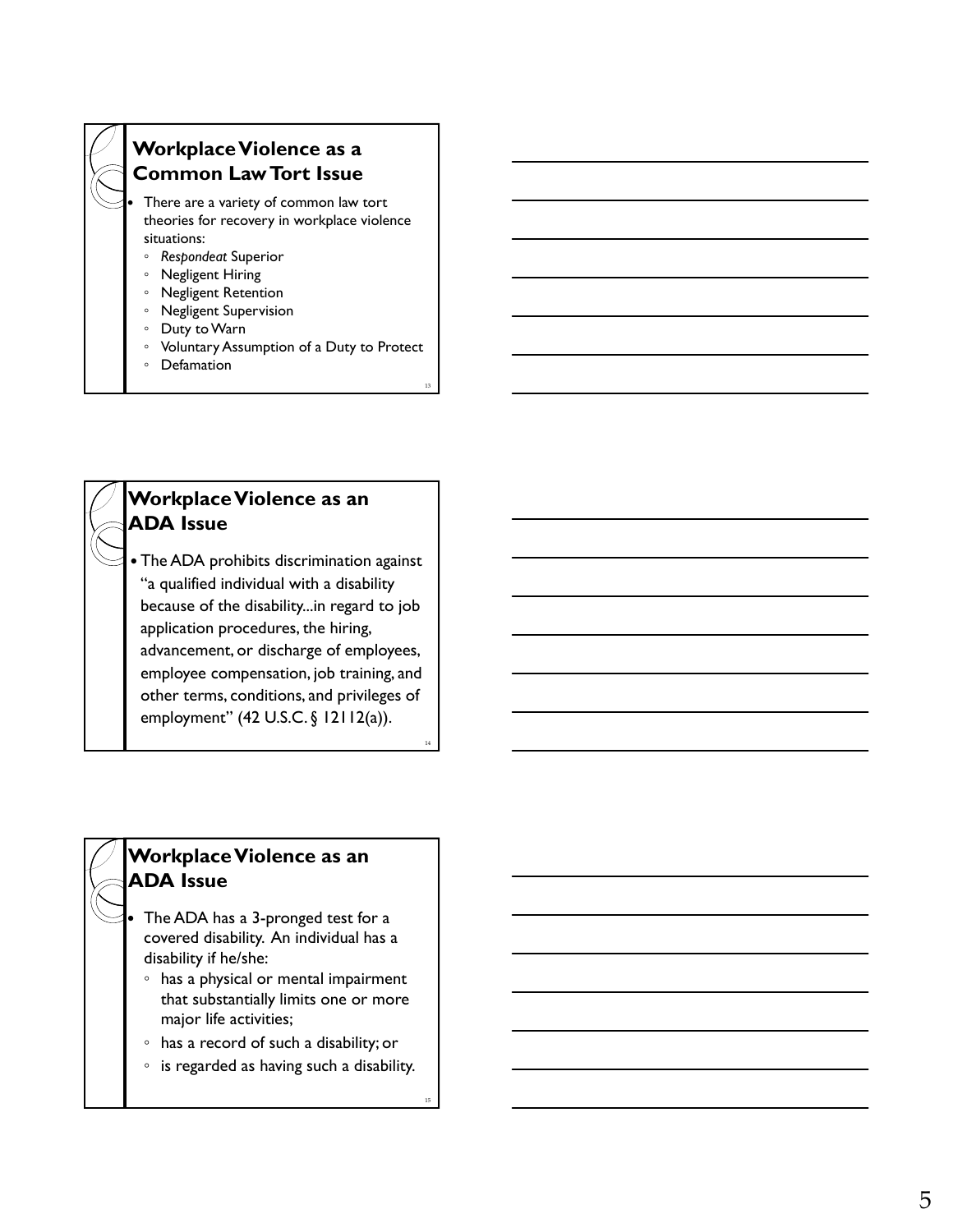## Workplace Violence as a Common Law Tort Issue

- There are a variety of common law tort theories for recovery in workplace violence situations:
  - *Respondeat* Superior
  - Negligent Hiring
  - Negligent Retention
  - Negligent Supervision
  - Duty to Warn
  - Voluntary Assumption of a Duty to Protect
  - Defamation

## Workplace Violence as an ADA Issue

- The ADA prohibits discrimination against "a qualified individual with a disability because of the disability...in regard to job application procedures, the hiring, advancement, or discharge of employees, employee compensation, job training, and other terms, conditions, and privileges of employment" (42 U.S.C. § 12112(a)).

## Workplace Violence as an ADA Issue

- The ADA has a 3-pronged test for a covered disability. An individual has a disability if he/she:
  - has a physical or mental impairment that substantially limits one or more major life activities;
  - has a record of such a disability; or
  - is regarded as having such a disability.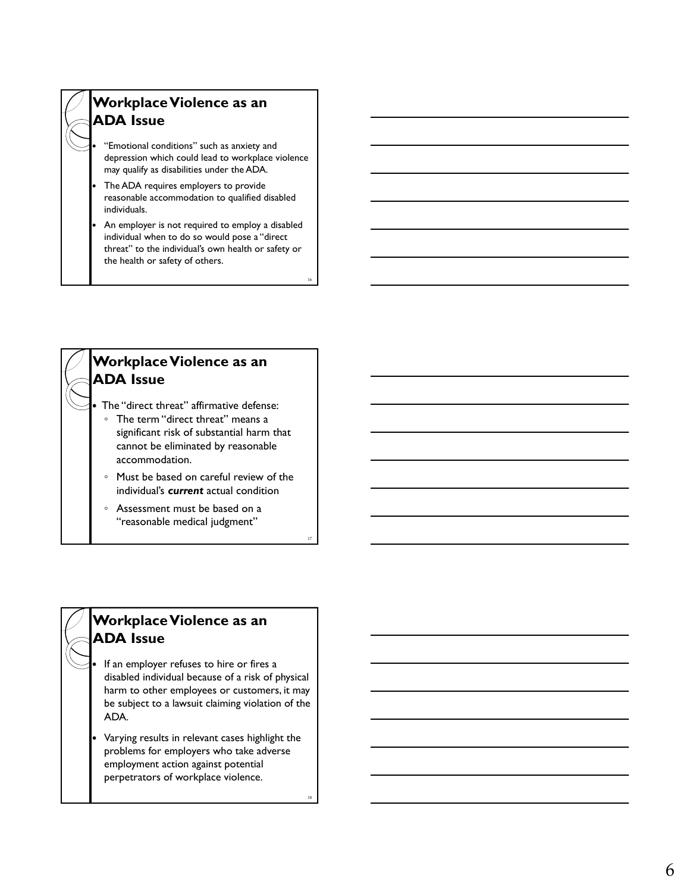## Workplace Violence as an ADA Issue

- "Emotional conditions" such as anxiety and depression which could lead to workplace violence may qualify as disabilities under the ADA.
- The ADA requires employers to provide reasonable accommodation to qualified disabled individuals.
- An employer is not required to employ a disabled individual when to do so would pose a "direct threat" to the individual's own health or safety or the health or safety of others.

## Workplace Violence as an ADA Issue

- The "direct threat" affirmative defense:
  - The term "direct threat" means a significant risk of substantial harm that cannot be eliminated by reasonable accommodation.
  - Must be based on careful review of the individual's ***current*** actual condition
  - Assessment must be based on a "reasonable medical judgment"

## Workplace Violence as an ADA Issue

- If an employer refuses to hire or fires a disabled individual because of a risk of physical harm to other employees or customers, it may be subject to a lawsuit claiming violation of the ADA.
- Varying results in relevant cases highlight the problems for employers who take adverse employment action against potential perpetrators of workplace violence.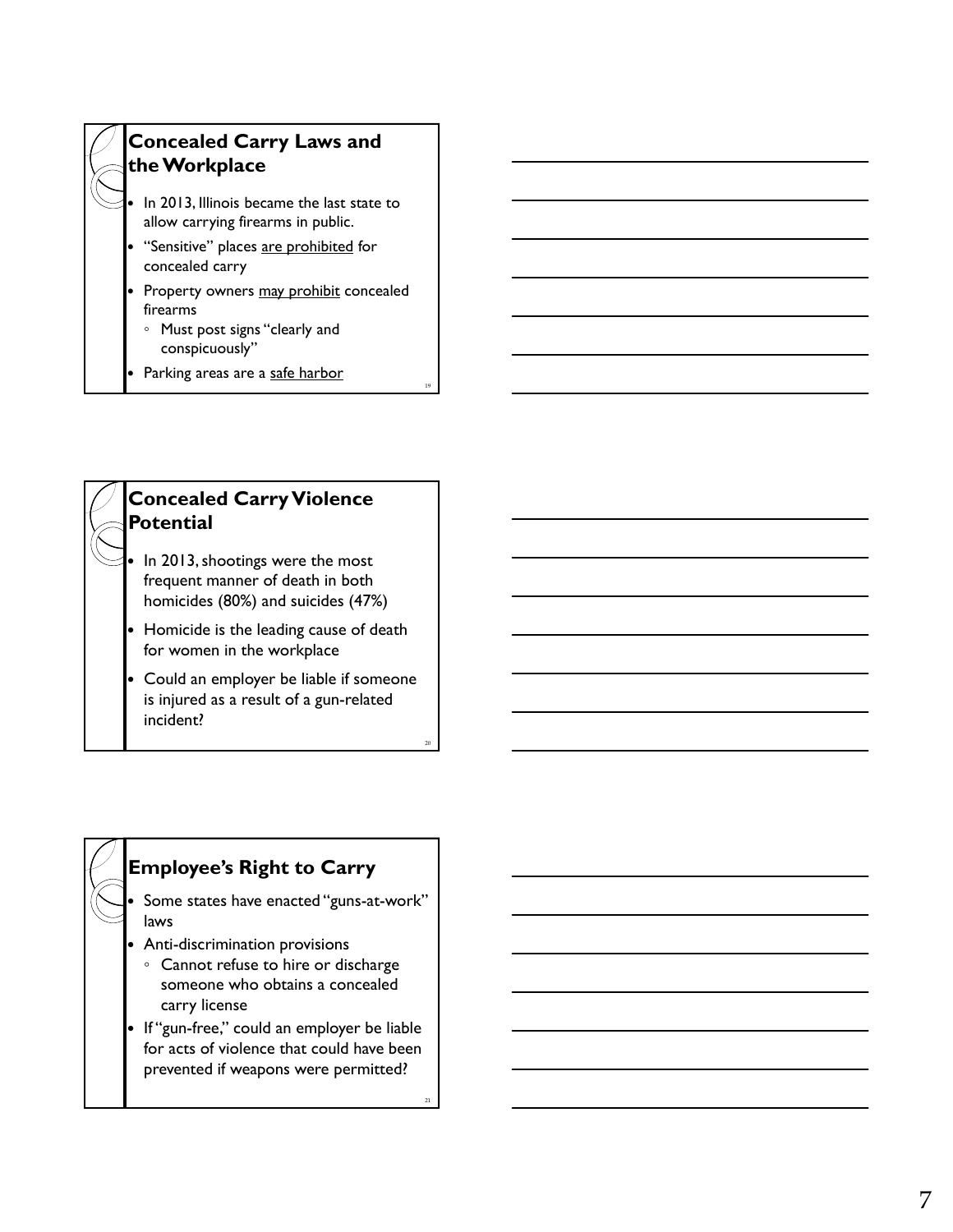## Concealed Carry Laws and the Workplace

- In 2013, Illinois became the last state to allow carrying firearms in public.
- "Sensitive" places are prohibited for concealed carry
- Property owners may prohibit concealed firearms
  - Must post signs "clearly and conspicuously"
- Parking areas are a safe harbor

## Concealed Carry Violence Potential

- In 2013, shootings were the most frequent manner of death in both homicides (80%) and suicides (47%)
- Homicide is the leading cause of death for women in the workplace
- Could an employer be liable if someone is injured as a result of a gun-related incident?

## Employee's Right to Carry

- Some states have enacted "guns-at-work" laws
- Anti-discrimination provisions
  - Cannot refuse to hire or discharge someone who obtains a concealed carry license
- If "gun-free," could an employer be liable for acts of violence that could have been prevented if weapons were permitted?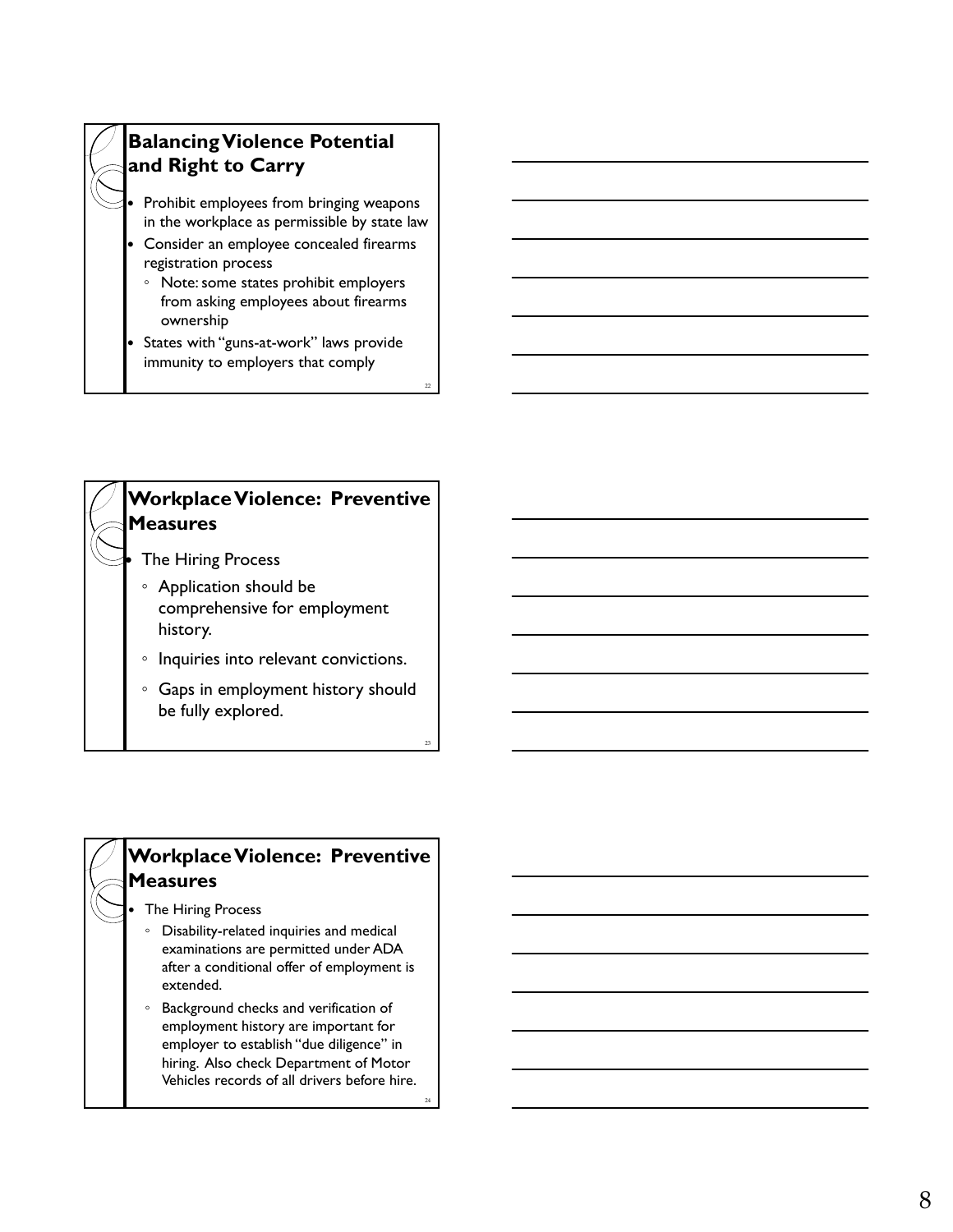## Balancing Violence Potential and Right to Carry

- Prohibit employees from bringing weapons in the workplace as permissible by state law
- Consider an employee concealed firearms registration process
  - Note: some states prohibit employers from asking employees about firearms ownership
- States with "guns-at-work" laws provide immunity to employers that comply

## Workplace Violence: Preventive Measures

- The Hiring Process
  - Application should be comprehensive for employment history.
  - Inquiries into relevant convictions.
  - Gaps in employment history should be fully explored.

## Workplace Violence: Preventive Measures

- The Hiring Process
  - Disability-related inquiries and medical examinations are permitted under ADA after a conditional offer of employment is extended.
  - Background checks and verification of employment history are important for employer to establish "due diligence" in hiring. Also check Department of Motor Vehicles records of all drivers before hire.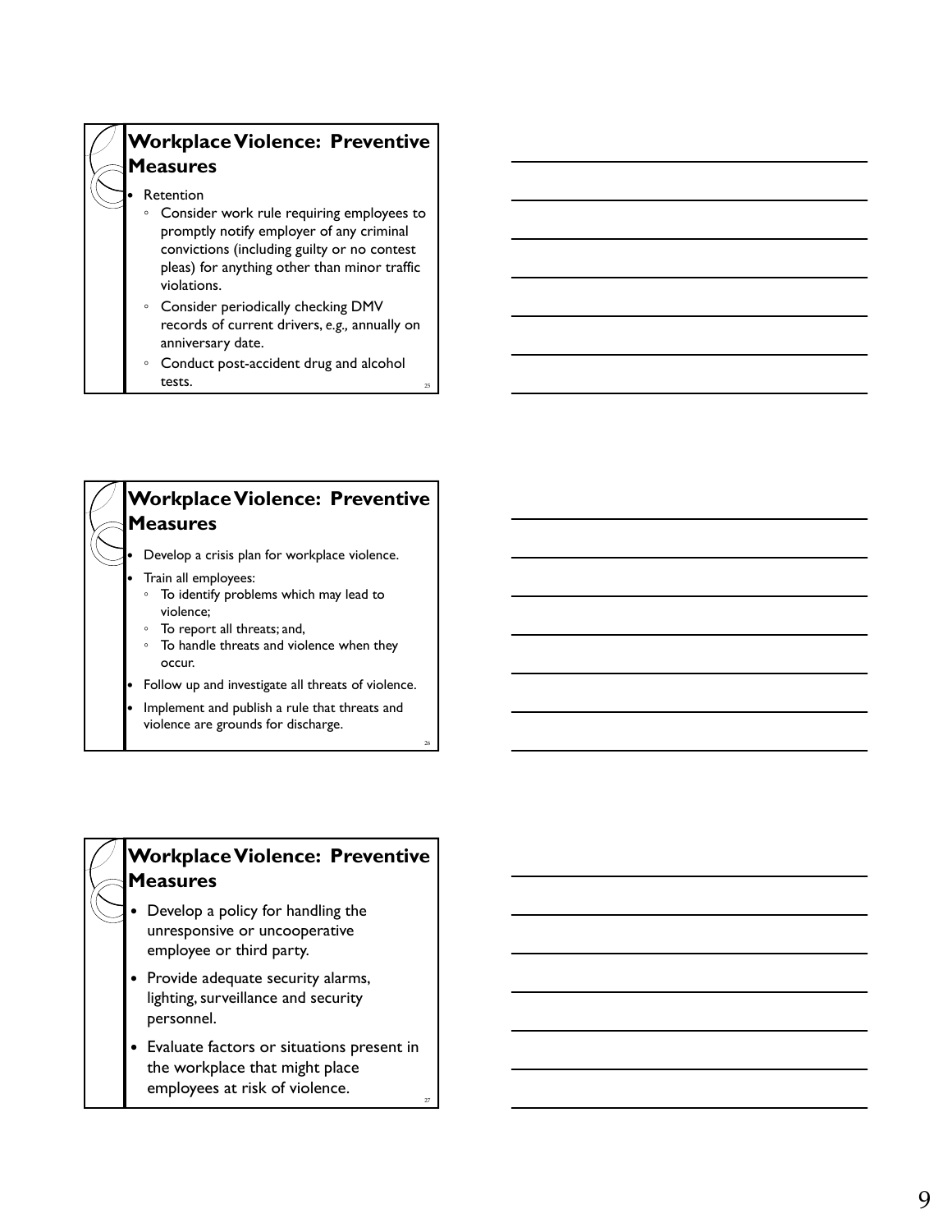## Workplace Violence: Preventive Measures

- Retention
  - Consider work rule requiring employees to promptly notify employer of any criminal convictions (including guilty or no contest pleas) for anything other than minor traffic violations.
  - Consider periodically checking DMV records of current drivers, *e.g.,* annually on anniversary date.
  - Conduct post-accident drug and alcohol tests.

## Workplace Violence: Preventive Measures

- Develop a crisis plan for workplace violence.
- Train all employees:
  - To identify problems which may lead to violence;
  - To report all threats; and,
  - To handle threats and violence when they occur.
- Follow up and investigate all threats of violence.
- Implement and publish a rule that threats and violence are grounds for discharge.

## Workplace Violence: Preventive Measures

- Develop a policy for handling the unresponsive or uncooperative employee or third party.
- Provide adequate security alarms, lighting, surveillance and security personnel.
- Evaluate factors or situations present in the workplace that might place employees at risk of violence.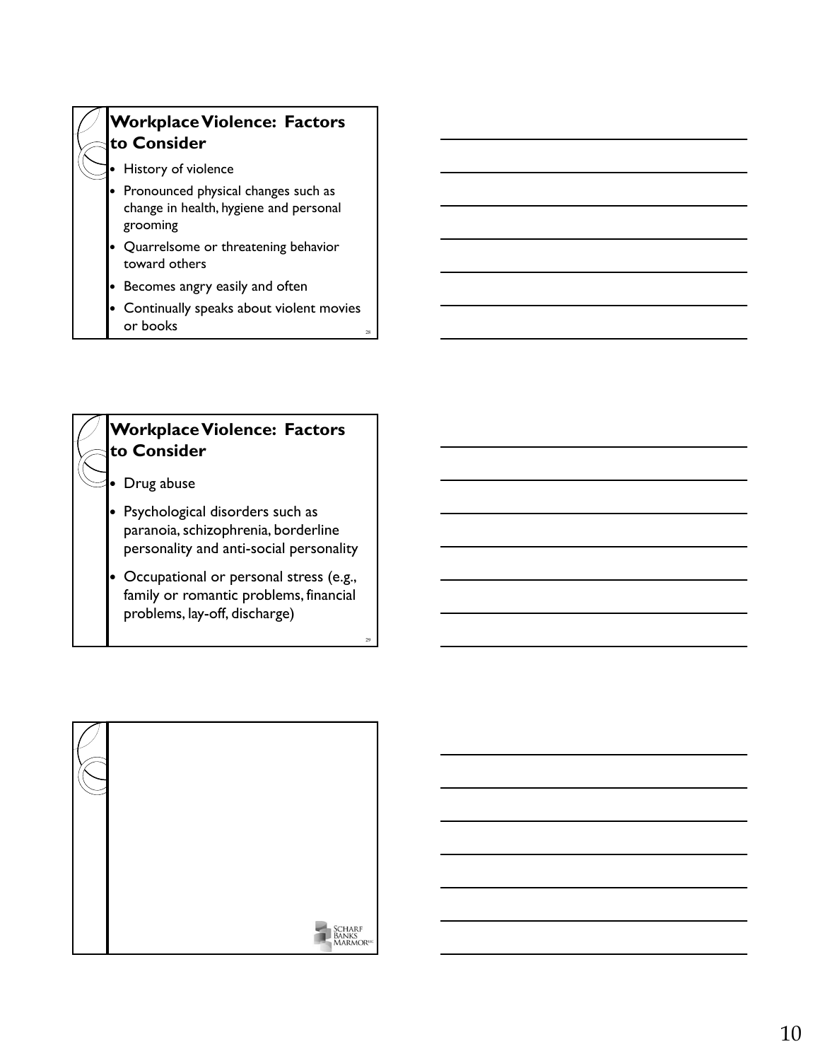## Workplace Violence: Factors to Consider

- History of violence
- Pronounced physical changes such as change in health, hygiene and personal grooming
- Quarrelsome or threatening behavior toward others
- Becomes angry easily and often
- Continually speaks about violent movies or books

## Workplace Violence: Factors to Consider

- Drug abuse
- Psychological disorders such as paranoia, schizophrenia, borderline personality and anti-social personality
- Occupational or personal stress (e.g., family or romantic problems, financial problems, lay-off, discharge)

SCHARF BANKS MARMOR LLC